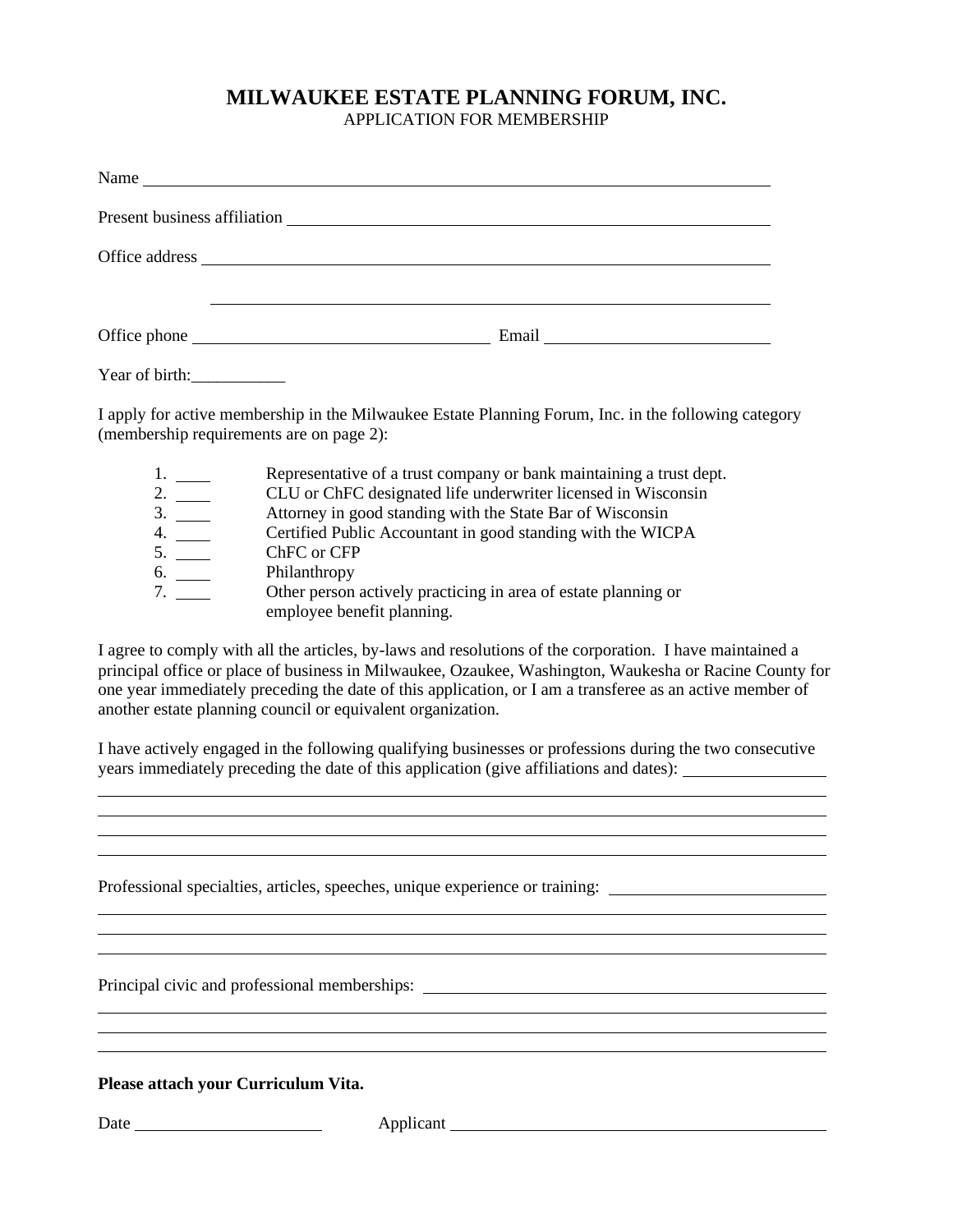# MILWAUKEE ESTATE PLANNING FORUM, INC.

APPLICATION FOR MEMBERSHIP

Name ________________________________________________________________

Present business affiliation ____________________________________________

Office address _______________________________________________________

______________________________________________________________________

Office phone ______________________________ Email ______________________

Year of birth:___________

I apply for active membership in the Milwaukee Estate Planning Forum, Inc. in the following category (membership requirements are on page 2):

1. ____ Representative of a trust company or bank maintaining a trust dept.
2. ____ CLU or ChFC designated life underwriter licensed in Wisconsin
3. ____ Attorney in good standing with the State Bar of Wisconsin
4. ____ Certified Public Accountant in good standing with the WICPA
5. ____ ChFC or CFP
6. ____ Philanthropy
7. ____ Other person actively practicing in area of estate planning or employee benefit planning.

I agree to comply with all the articles, by-laws and resolutions of the corporation. I have maintained a principal office or place of business in Milwaukee, Ozaukee, Washington, Waukesha or Racine County for one year immediately preceding the date of this application, or I am a transferee as an active member of another estate planning council or equivalent organization.

I have actively engaged in the following qualifying businesses or professions during the two consecutive years immediately preceding the date of this application (give affiliations and dates): ________________

______________________________________________________________________

______________________________________________________________________

______________________________________________________________________

______________________________________________________________________

Professional specialties, articles, speeches, unique experience or training: ______________________

______________________________________________________________________

______________________________________________________________________

______________________________________________________________________

Principal civic and professional memberships: __________________________________

______________________________________________________________________

______________________________________________________________________

______________________________________________________________________

**Please attach your Curriculum Vita.**

Date ______________________ Applicant ____________________________________________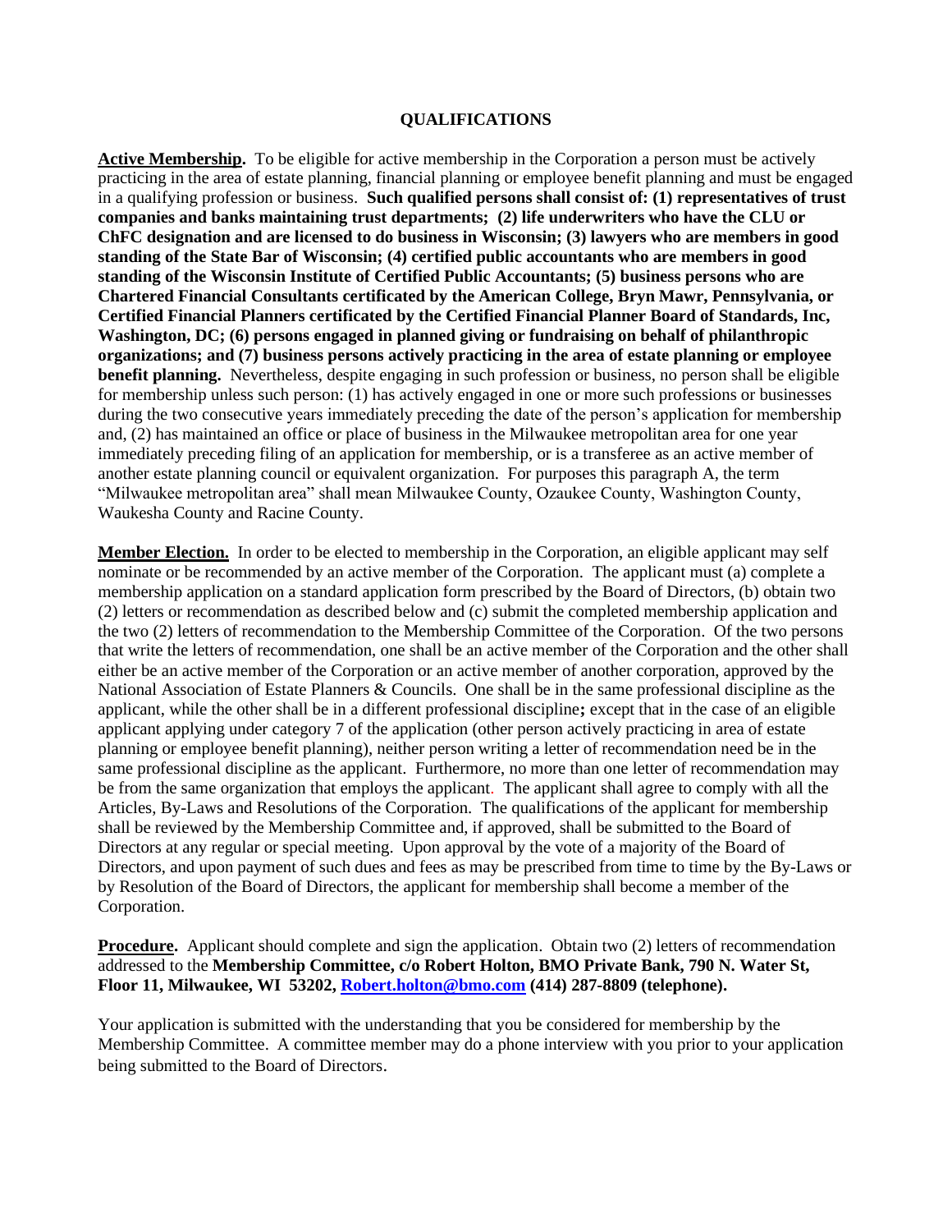## QUALIFICATIONS

**Active Membership.** To be eligible for active membership in the Corporation a person must be actively practicing in the area of estate planning, financial planning or employee benefit planning and must be engaged in a qualifying profession or business. **Such qualified persons shall consist of: (1) representatives of trust companies and banks maintaining trust departments; (2) life underwriters who have the CLU or ChFC designation and are licensed to do business in Wisconsin; (3) lawyers who are members in good standing of the State Bar of Wisconsin; (4) certified public accountants who are members in good standing of the Wisconsin Institute of Certified Public Accountants; (5) business persons who are Chartered Financial Consultants certificated by the American College, Bryn Mawr, Pennsylvania, or Certified Financial Planners certificated by the Certified Financial Planner Board of Standards, Inc, Washington, DC; (6) persons engaged in planned giving or fundraising on behalf of philanthropic organizations; and (7) business persons actively practicing in the area of estate planning or employee benefit planning.** Nevertheless, despite engaging in such profession or business, no person shall be eligible for membership unless such person: (1) has actively engaged in one or more such professions or businesses during the two consecutive years immediately preceding the date of the person's application for membership and, (2) has maintained an office or place of business in the Milwaukee metropolitan area for one year immediately preceding filing of an application for membership, or is a transferee as an active member of another estate planning council or equivalent organization. For purposes this paragraph A, the term "Milwaukee metropolitan area" shall mean Milwaukee County, Ozaukee County, Washington County, Waukesha County and Racine County.

**Member Election.** In order to be elected to membership in the Corporation, an eligible applicant may self nominate or be recommended by an active member of the Corporation. The applicant must (a) complete a membership application on a standard application form prescribed by the Board of Directors, (b) obtain two (2) letters or recommendation as described below and (c) submit the completed membership application and the two (2) letters of recommendation to the Membership Committee of the Corporation. Of the two persons that write the letters of recommendation, one shall be an active member of the Corporation and the other shall either be an active member of the Corporation or an active member of another corporation, approved by the National Association of Estate Planners & Councils. One shall be in the same professional discipline as the applicant, while the other shall be in a different professional discipline**;** except that in the case of an eligible applicant applying under category 7 of the application (other person actively practicing in area of estate planning or employee benefit planning), neither person writing a letter of recommendation need be in the same professional discipline as the applicant. Furthermore, no more than one letter of recommendation may be from the same organization that employs the applicant. The applicant shall agree to comply with all the Articles, By-Laws and Resolutions of the Corporation. The qualifications of the applicant for membership shall be reviewed by the Membership Committee and, if approved, shall be submitted to the Board of Directors at any regular or special meeting. Upon approval by the vote of a majority of the Board of Directors, and upon payment of such dues and fees as may be prescribed from time to time by the By-Laws or by Resolution of the Board of Directors, the applicant for membership shall become a member of the Corporation.

**Procedure.** Applicant should complete and sign the application. Obtain two (2) letters of recommendation addressed to the **Membership Committee, c/o Robert Holton, BMO Private Bank, 790 N. Water St, Floor 11, Milwaukee, WI 53202, Robert.holton@bmo.com (414) 287-8809 (telephone).**

Your application is submitted with the understanding that you be considered for membership by the Membership Committee. A committee member may do a phone interview with you prior to your application being submitted to the Board of Directors.